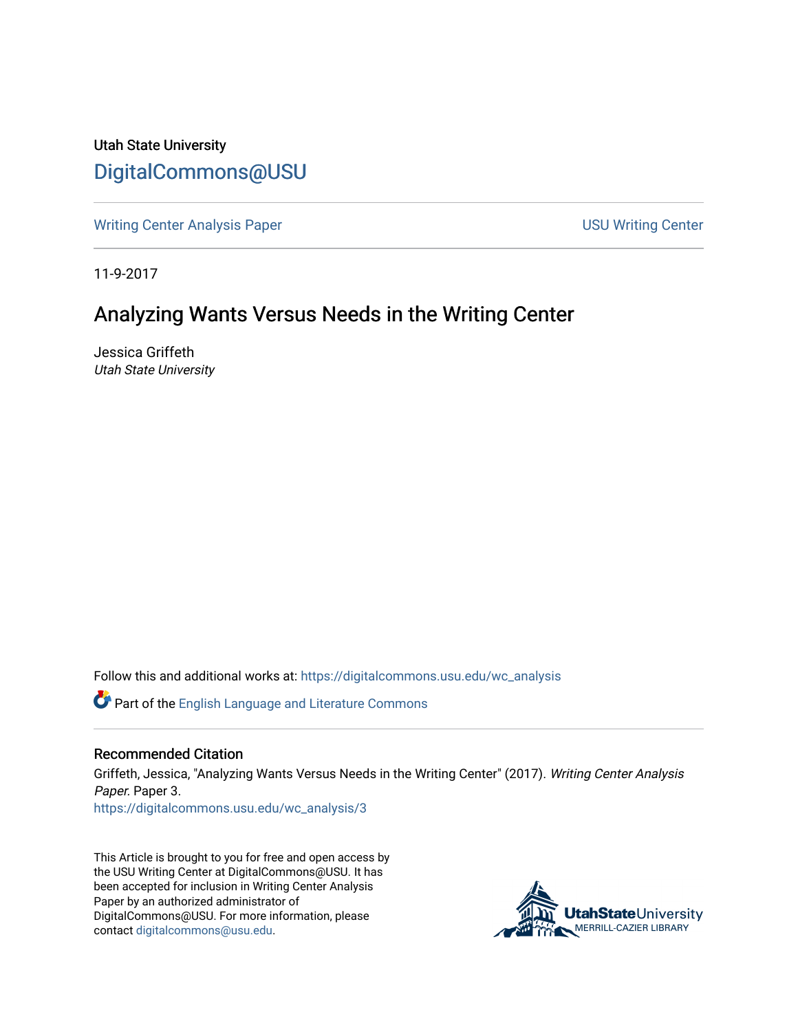Utah State University

# DigitalCommons@USU

Writing Center Analysis Paper | USU Writing Center

11-9-2017

## Analyzing Wants Versus Needs in the Writing Center

Jessica Griffeth
*Utah State University*

Follow this and additional works at: https://digitalcommons.usu.edu/wc_analysis

Part of the English Language and Literature Commons

### Recommended Citation

Griffeth, Jessica, "Analyzing Wants Versus Needs in the Writing Center" (2017). *Writing Center Analysis Paper*. Paper 3.
https://digitalcommons.usu.edu/wc_analysis/3

This Article is brought to you for free and open access by the USU Writing Center at DigitalCommons@USU. It has been accepted for inclusion in Writing Center Analysis Paper by an authorized administrator of DigitalCommons@USU. For more information, please contact digitalcommons@usu.edu.

UtahStateUniversity
MERRILL-CAZIER LIBRARY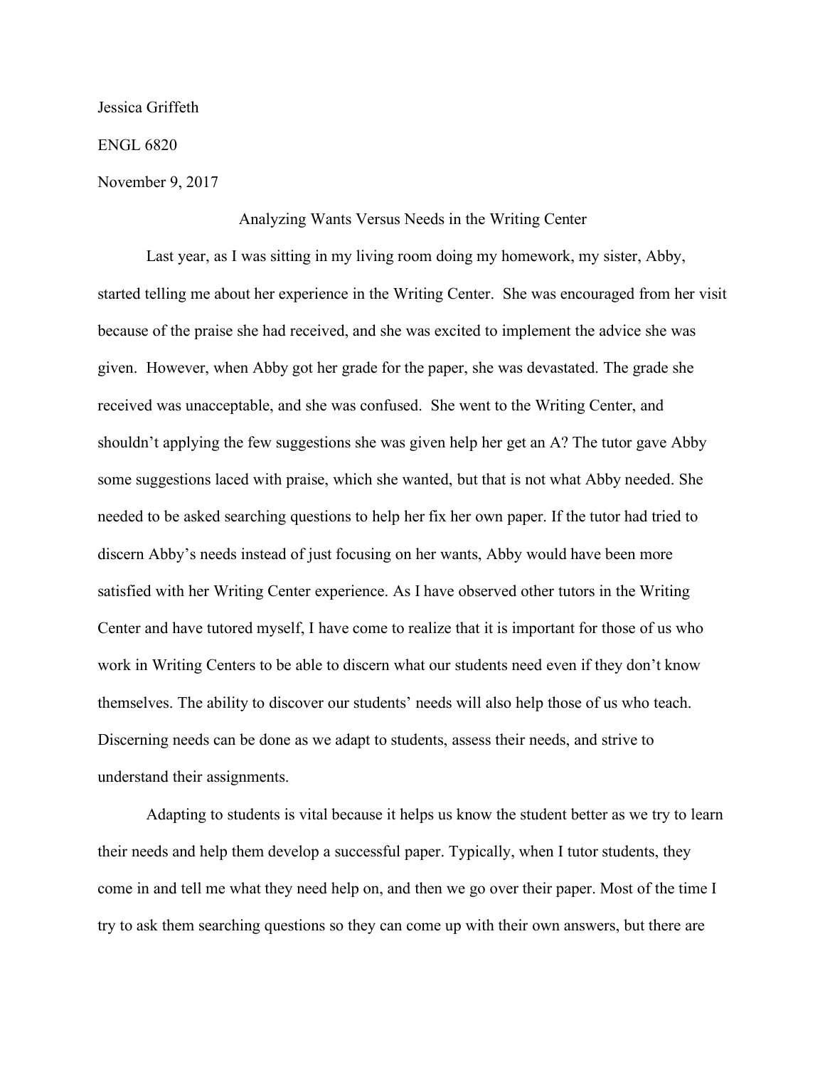Jessica Griffeth

ENGL 6820

November 9, 2017

Analyzing Wants Versus Needs in the Writing Center

Last year, as I was sitting in my living room doing my homework, my sister, Abby, started telling me about her experience in the Writing Center. She was encouraged from her visit because of the praise she had received, and she was excited to implement the advice she was given. However, when Abby got her grade for the paper, she was devastated. The grade she received was unacceptable, and she was confused. She went to the Writing Center, and shouldn't applying the few suggestions she was given help her get an A? The tutor gave Abby some suggestions laced with praise, which she wanted, but that is not what Abby needed. She needed to be asked searching questions to help her fix her own paper. If the tutor had tried to discern Abby's needs instead of just focusing on her wants, Abby would have been more satisfied with her Writing Center experience. As I have observed other tutors in the Writing Center and have tutored myself, I have come to realize that it is important for those of us who work in Writing Centers to be able to discern what our students need even if they don't know themselves. The ability to discover our students' needs will also help those of us who teach. Discerning needs can be done as we adapt to students, assess their needs, and strive to understand their assignments.

Adapting to students is vital because it helps us know the student better as we try to learn their needs and help them develop a successful paper. Typically, when I tutor students, they come in and tell me what they need help on, and then we go over their paper. Most of the time I try to ask them searching questions so they can come up with their own answers, but there are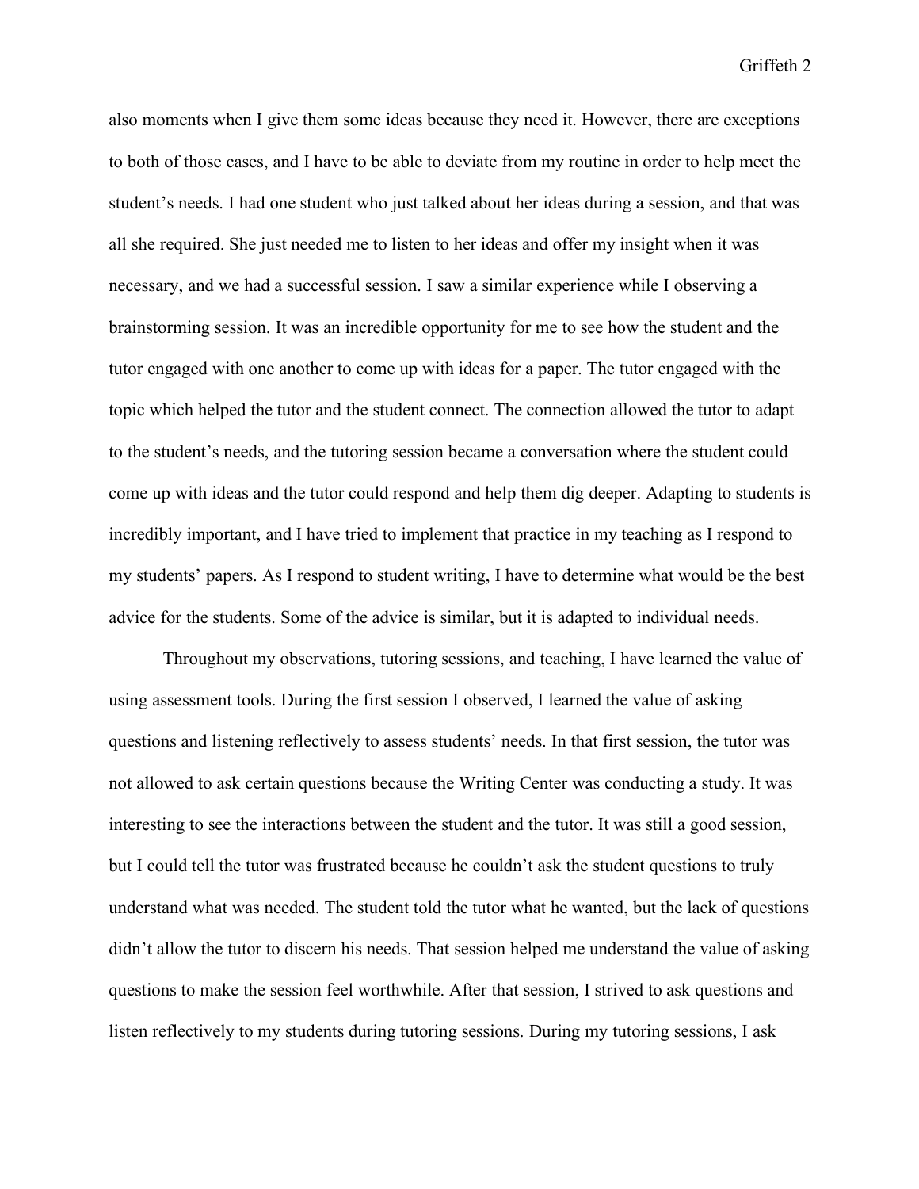also moments when I give them some ideas because they need it. However, there are exceptions to both of those cases, and I have to be able to deviate from my routine in order to help meet the student's needs. I had one student who just talked about her ideas during a session, and that was all she required. She just needed me to listen to her ideas and offer my insight when it was necessary, and we had a successful session. I saw a similar experience while I observing a brainstorming session. It was an incredible opportunity for me to see how the student and the tutor engaged with one another to come up with ideas for a paper. The tutor engaged with the topic which helped the tutor and the student connect. The connection allowed the tutor to adapt to the student's needs, and the tutoring session became a conversation where the student could come up with ideas and the tutor could respond and help them dig deeper. Adapting to students is incredibly important, and I have tried to implement that practice in my teaching as I respond to my students' papers. As I respond to student writing, I have to determine what would be the best advice for the students. Some of the advice is similar, but it is adapted to individual needs.

Throughout my observations, tutoring sessions, and teaching, I have learned the value of using assessment tools. During the first session I observed, I learned the value of asking questions and listening reflectively to assess students' needs. In that first session, the tutor was not allowed to ask certain questions because the Writing Center was conducting a study. It was interesting to see the interactions between the student and the tutor. It was still a good session, but I could tell the tutor was frustrated because he couldn't ask the student questions to truly understand what was needed. The student told the tutor what he wanted, but the lack of questions didn't allow the tutor to discern his needs. That session helped me understand the value of asking questions to make the session feel worthwhile. After that session, I strived to ask questions and listen reflectively to my students during tutoring sessions. During my tutoring sessions, I ask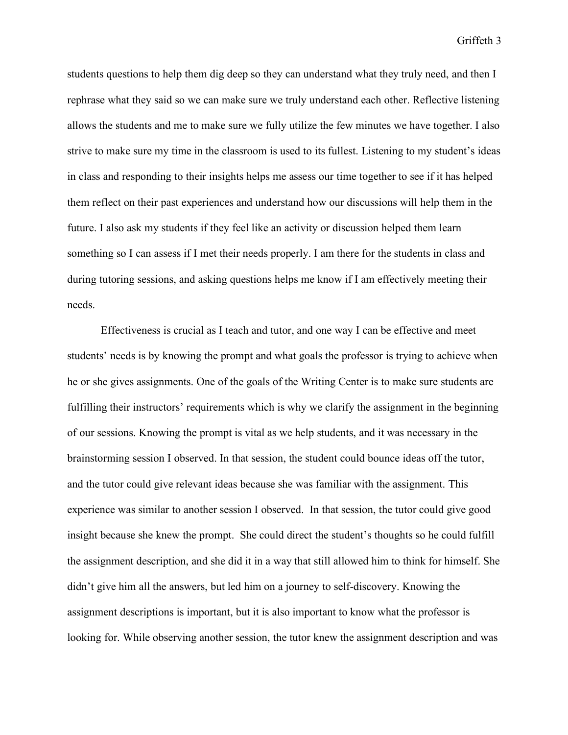students questions to help them dig deep so they can understand what they truly need, and then I rephrase what they said so we can make sure we truly understand each other. Reflective listening allows the students and me to make sure we fully utilize the few minutes we have together. I also strive to make sure my time in the classroom is used to its fullest. Listening to my student's ideas in class and responding to their insights helps me assess our time together to see if it has helped them reflect on their past experiences and understand how our discussions will help them in the future. I also ask my students if they feel like an activity or discussion helped them learn something so I can assess if I met their needs properly. I am there for the students in class and during tutoring sessions, and asking questions helps me know if I am effectively meeting their needs.

Effectiveness is crucial as I teach and tutor, and one way I can be effective and meet students' needs is by knowing the prompt and what goals the professor is trying to achieve when he or she gives assignments. One of the goals of the Writing Center is to make sure students are fulfilling their instructors' requirements which is why we clarify the assignment in the beginning of our sessions. Knowing the prompt is vital as we help students, and it was necessary in the brainstorming session I observed. In that session, the student could bounce ideas off the tutor, and the tutor could give relevant ideas because she was familiar with the assignment. This experience was similar to another session I observed. In that session, the tutor could give good insight because she knew the prompt. She could direct the student's thoughts so he could fulfill the assignment description, and she did it in a way that still allowed him to think for himself. She didn't give him all the answers, but led him on a journey to self-discovery. Knowing the assignment descriptions is important, but it is also important to know what the professor is looking for. While observing another session, the tutor knew the assignment description and was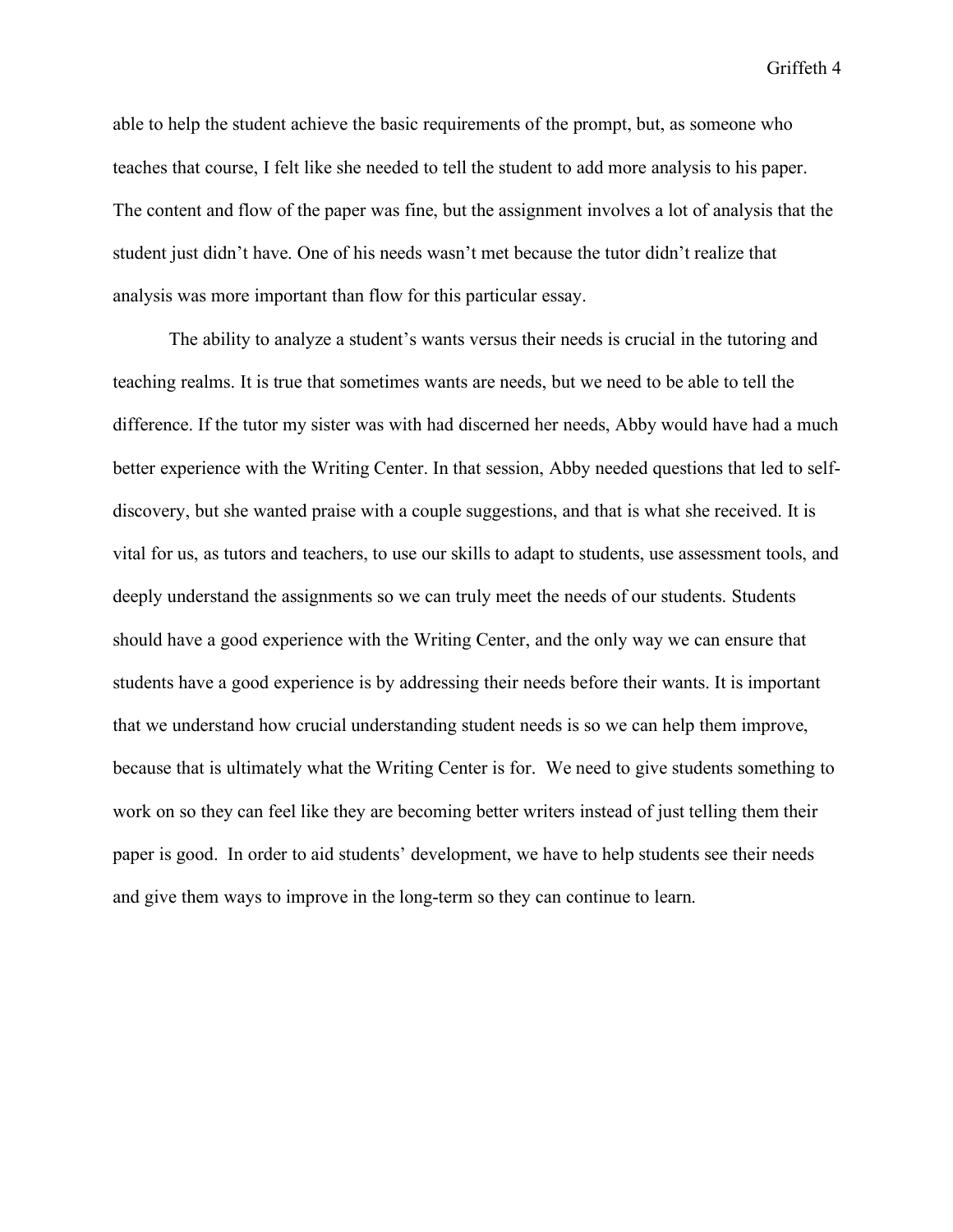able to help the student achieve the basic requirements of the prompt, but, as someone who teaches that course, I felt like she needed to tell the student to add more analysis to his paper. The content and flow of the paper was fine, but the assignment involves a lot of analysis that the student just didn't have. One of his needs wasn't met because the tutor didn't realize that analysis was more important than flow for this particular essay.

The ability to analyze a student's wants versus their needs is crucial in the tutoring and teaching realms. It is true that sometimes wants are needs, but we need to be able to tell the difference. If the tutor my sister was with had discerned her needs, Abby would have had a much better experience with the Writing Center. In that session, Abby needed questions that led to self-discovery, but she wanted praise with a couple suggestions, and that is what she received. It is vital for us, as tutors and teachers, to use our skills to adapt to students, use assessment tools, and deeply understand the assignments so we can truly meet the needs of our students. Students should have a good experience with the Writing Center, and the only way we can ensure that students have a good experience is by addressing their needs before their wants. It is important that we understand how crucial understanding student needs is so we can help them improve, because that is ultimately what the Writing Center is for. We need to give students something to work on so they can feel like they are becoming better writers instead of just telling them their paper is good. In order to aid students' development, we have to help students see their needs and give them ways to improve in the long-term so they can continue to learn.